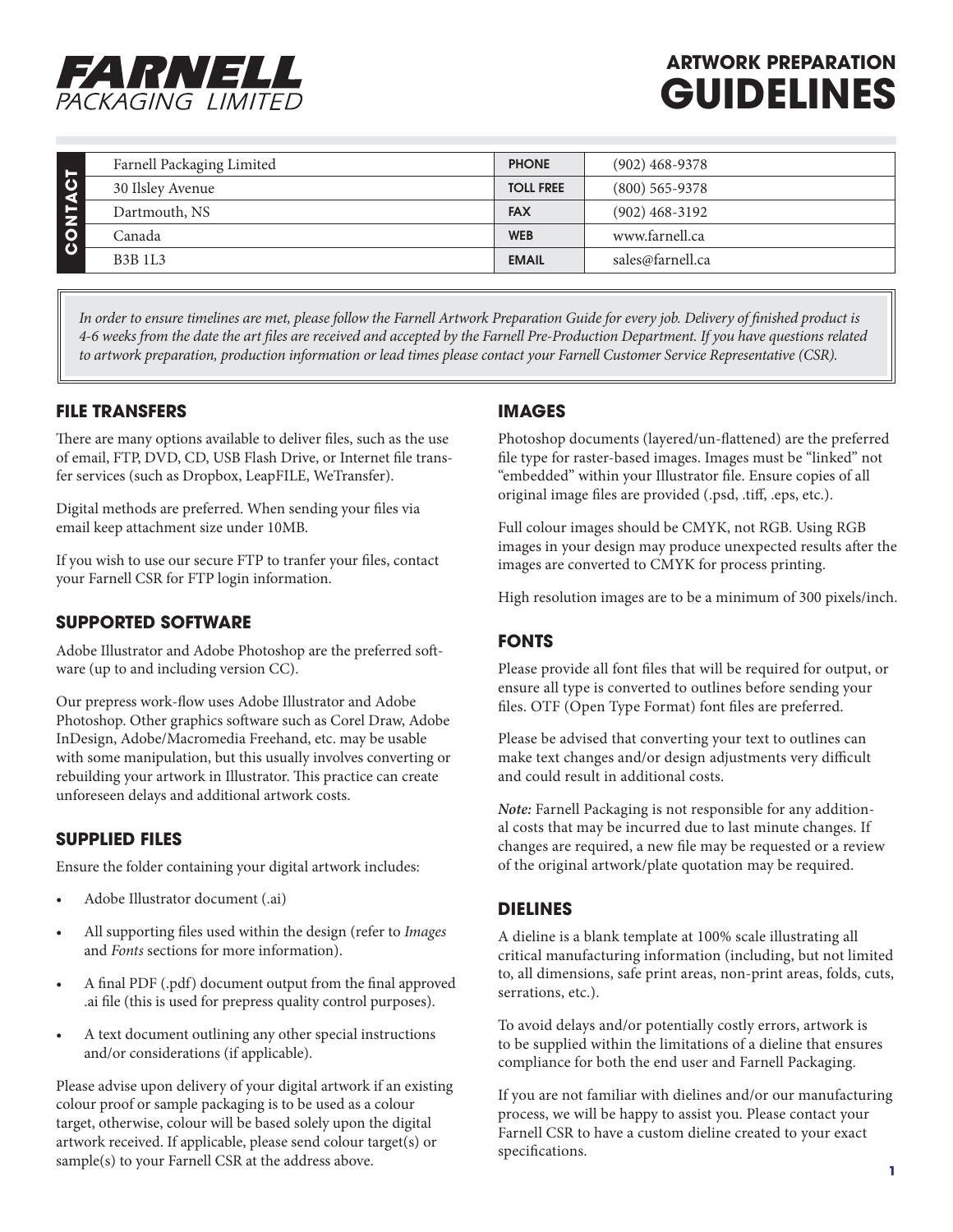**FARNELL**
PACKAGING LIMITED

# ARTWORK PREPARATION GUIDELINES

| CONTACT | | | |
|---|---|---|---|
| Farnell Packaging Limited | | **PHONE** | (902) 468-9378 |
| 30 Ilsley Avenue | | **TOLL FREE** | (800) 565-9378 |
| Dartmouth, NS | | **FAX** | (902) 468-3192 |
| Canada | | **WEB** | www.farnell.ca |
| B3B 1L3 | | **EMAIL** | sales@farnell.ca |

*In order to ensure timelines are met, please follow the Farnell Artwork Preparation Guide for every job. Delivery of finished product is 4-6 weeks from the date the art files are received and accepted by the Farnell Pre-Production Department. If you have questions related to artwork preparation, production information or lead times please contact your Farnell Customer Service Representative (CSR).*

## FILE TRANSFERS

There are many options available to deliver files, such as the use of email, FTP, DVD, CD, USB Flash Drive, or Internet file transfer services (such as Dropbox, LeapFILE, WeTransfer).

Digital methods are preferred. When sending your files via email keep attachment size under 10MB.

If you wish to use our secure FTP to tranfer your files, contact your Farnell CSR for FTP login information.

## SUPPORTED SOFTWARE

Adobe Illustrator and Adobe Photoshop are the preferred software (up to and including version CC).

Our prepress work-flow uses Adobe Illustrator and Adobe Photoshop. Other graphics software such as Corel Draw, Adobe InDesign, Adobe/Macromedia Freehand, etc. may be usable with some manipulation, but this usually involves converting or rebuilding your artwork in Illustrator. This practice can create unforeseen delays and additional artwork costs.

## SUPPLIED FILES

Ensure the folder containing your digital artwork includes:

- Adobe Illustrator document (.ai)
- All supporting files used within the design (refer to *Images* and *Fonts* sections for more information).
- A final PDF (.pdf) document output from the final approved .ai file (this is used for prepress quality control purposes).
- A text document outlining any other special instructions and/or considerations (if applicable).

Please advise upon delivery of your digital artwork if an existing colour proof or sample packaging is to be used as a colour target, otherwise, colour will be based solely upon the digital artwork received. If applicable, please send colour target(s) or sample(s) to your Farnell CSR at the address above.

## IMAGES

Photoshop documents (layered/un-flattened) are the preferred file type for raster-based images. Images must be "linked" not "embedded" within your Illustrator file. Ensure copies of all original image files are provided (.psd, .tiff, .eps, etc.).

Full colour images should be CMYK, not RGB. Using RGB images in your design may produce unexpected results after the images are converted to CMYK for process printing.

High resolution images are to be a minimum of 300 pixels/inch.

## FONTS

Please provide all font files that will be required for output, or ensure all type is converted to outlines before sending your files. OTF (Open Type Format) font files are preferred.

Please be advised that converting your text to outlines can make text changes and/or design adjustments very difficult and could result in additional costs.

***Note:*** Farnell Packaging is not responsible for any additional costs that may be incurred due to last minute changes. If changes are required, a new file may be requested or a review of the original artwork/plate quotation may be required.

## DIELINES

A dieline is a blank template at 100% scale illustrating all critical manufacturing information (including, but not limited to, all dimensions, safe print areas, non-print areas, folds, cuts, serrations, etc.).

To avoid delays and/or potentially costly errors, artwork is to be supplied within the limitations of a dieline that ensures compliance for both the end user and Farnell Packaging.

If you are not familiar with dielines and/or our manufacturing process, we will be happy to assist you. Please contact your Farnell CSR to have a custom dieline created to your exact specifications.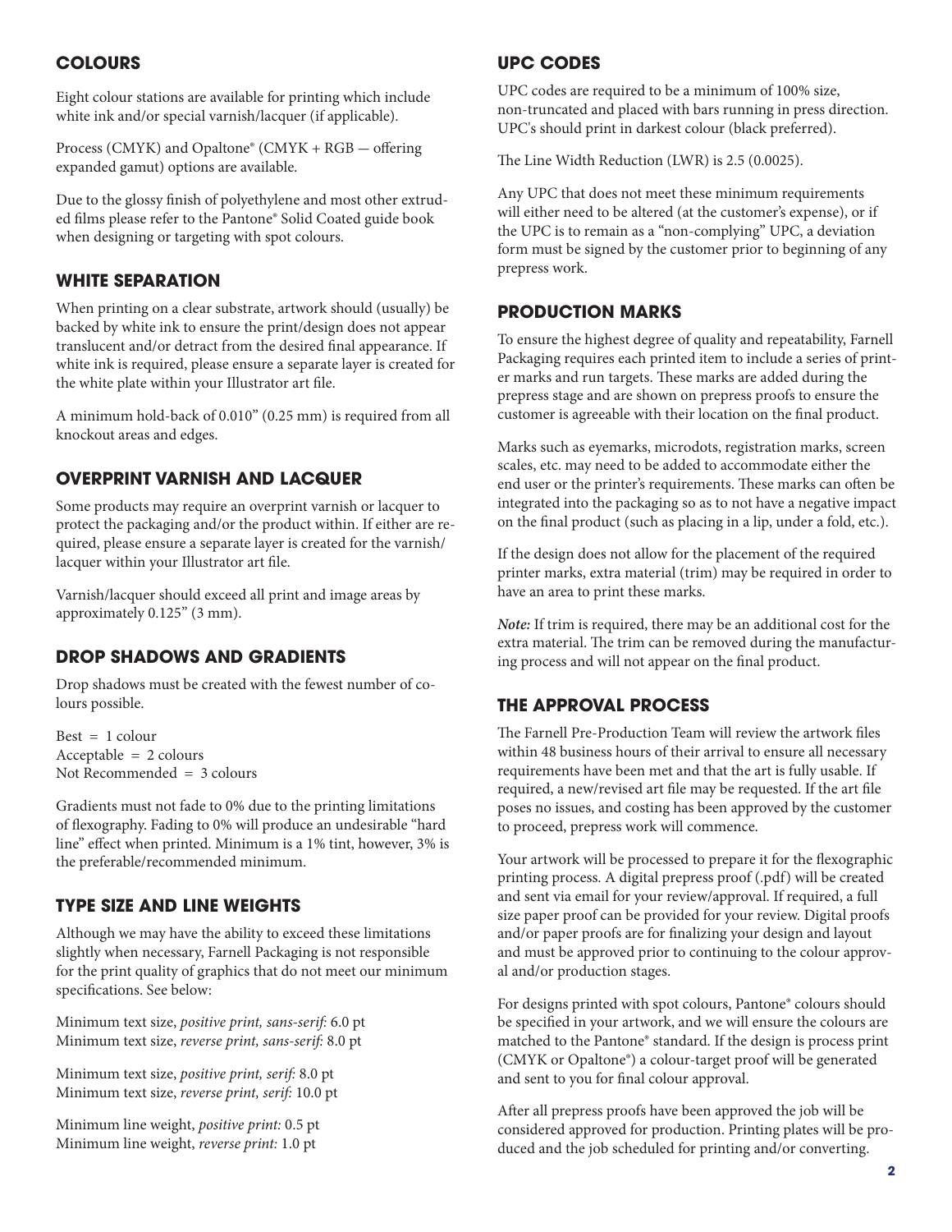## COLOURS

Eight colour stations are available for printing which include white ink and/or special varnish/lacquer (if applicable).

Process (CMYK) and Opaltone® (CMYK + RGB — offering expanded gamut) options are available.

Due to the glossy finish of polyethylene and most other extruded films please refer to the Pantone® Solid Coated guide book when designing or targeting with spot colours.

## WHITE SEPARATION

When printing on a clear substrate, artwork should (usually) be backed by white ink to ensure the print/design does not appear translucent and/or detract from the desired final appearance. If white ink is required, please ensure a separate layer is created for the white plate within your Illustrator art file.

A minimum hold-back of 0.010" (0.25 mm) is required from all knockout areas and edges.

## OVERPRINT VARNISH AND LACQUER

Some products may require an overprint varnish or lacquer to protect the packaging and/or the product within. If either are required, please ensure a separate layer is created for the varnish/lacquer within your Illustrator art file.

Varnish/lacquer should exceed all print and image areas by approximately 0.125" (3 mm).

## DROP SHADOWS AND GRADIENTS

Drop shadows must be created with the fewest number of colours possible.

Best = 1 colour
Acceptable = 2 colours
Not Recommended = 3 colours

Gradients must not fade to 0% due to the printing limitations of flexography. Fading to 0% will produce an undesirable "hard line" effect when printed. Minimum is a 1% tint, however, 3% is the preferable/recommended minimum.

## TYPE SIZE AND LINE WEIGHTS

Although we may have the ability to exceed these limitations slightly when necessary, Farnell Packaging is not responsible for the print quality of graphics that do not meet our minimum specifications. See below:

Minimum text size, *positive print, sans-serif:* 6.0 pt
Minimum text size, *reverse print, sans-serif:* 8.0 pt

Minimum text size, *positive print, serif:* 8.0 pt
Minimum text size, *reverse print, serif:* 10.0 pt

Minimum line weight, *positive print:* 0.5 pt
Minimum line weight, *reverse print:* 1.0 pt

## UPC CODES

UPC codes are required to be a minimum of 100% size, non-truncated and placed with bars running in press direction. UPC's should print in darkest colour (black preferred).

The Line Width Reduction (LWR) is 2.5 (0.0025).

Any UPC that does not meet these minimum requirements will either need to be altered (at the customer's expense), or if the UPC is to remain as a "non-complying" UPC, a deviation form must be signed by the customer prior to beginning of any prepress work.

## PRODUCTION MARKS

To ensure the highest degree of quality and repeatability, Farnell Packaging requires each printed item to include a series of printer marks and run targets. These marks are added during the prepress stage and are shown on prepress proofs to ensure the customer is agreeable with their location on the final product.

Marks such as eyemarks, microdots, registration marks, screen scales, etc. may need to be added to accommodate either the end user or the printer's requirements. These marks can often be integrated into the packaging so as to not have a negative impact on the final product (such as placing in a lip, under a fold, etc.).

If the design does not allow for the placement of the required printer marks, extra material (trim) may be required in order to have an area to print these marks.

***Note:*** If trim is required, there may be an additional cost for the extra material. The trim can be removed during the manufacturing process and will not appear on the final product.

## THE APPROVAL PROCESS

The Farnell Pre-Production Team will review the artwork files within 48 business hours of their arrival to ensure all necessary requirements have been met and that the art is fully usable. If required, a new/revised art file may be requested. If the art file poses no issues, and costing has been approved by the customer to proceed, prepress work will commence.

Your artwork will be processed to prepare it for the flexographic printing process. A digital prepress proof (.pdf) will be created and sent via email for your review/approval. If required, a full size paper proof can be provided for your review. Digital proofs and/or paper proofs are for finalizing your design and layout and must be approved prior to continuing to the colour approval and/or production stages.

For designs printed with spot colours, Pantone® colours should be specified in your artwork, and we will ensure the colours are matched to the Pantone® standard. If the design is process print (CMYK or Opaltone®) a colour-target proof will be generated and sent to you for final colour approval.

After all prepress proofs have been approved the job will be considered approved for production. Printing plates will be produced and the job scheduled for printing and/or converting.